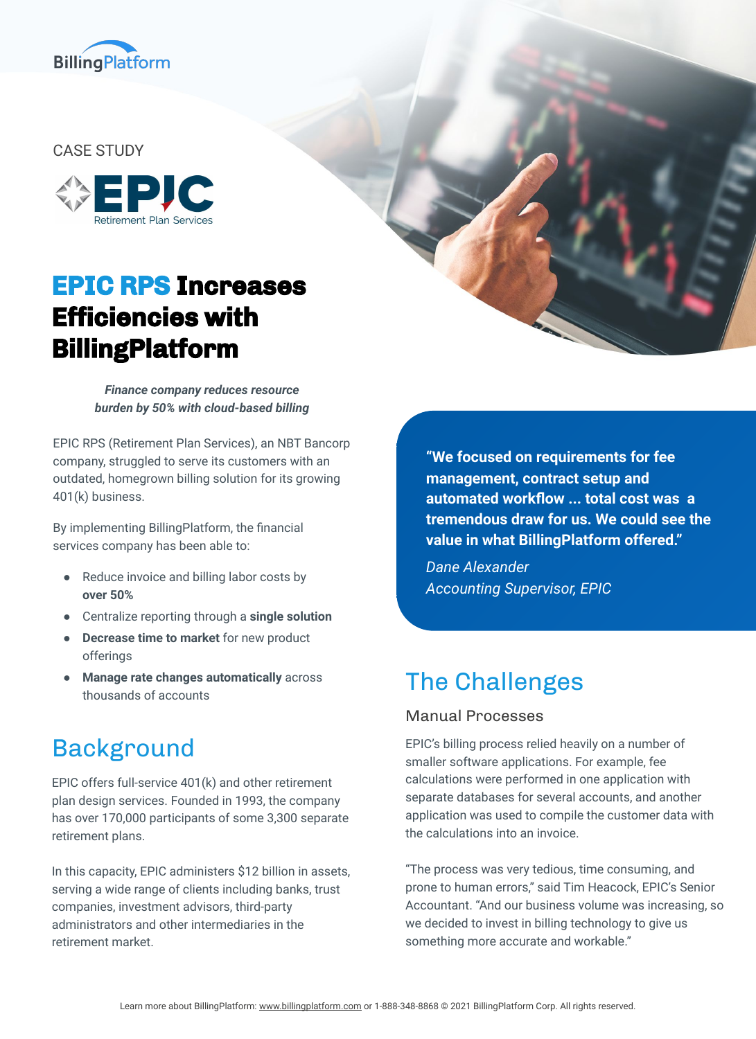CASE STUDY

# EPIC RPS Increases Efficiencies with BillingPlatform

***Finance company reduces resource burden by 50% with cloud-based billing***

EPIC RPS (Retirement Plan Services), an NBT Bancorp company, struggled to serve its customers with an outdated, homegrown billing solution for its growing 401(k) business.

By implementing BillingPlatform, the financial services company has been able to:

- Reduce invoice and billing labor costs by **over 50%**
- Centralize reporting through a **single solution**
- **Decrease time to market** for new product offerings
- **Manage rate changes automatically** across thousands of accounts

## Background

EPIC offers full-service 401(k) and other retirement plan design services. Founded in 1993, the company has over 170,000 participants of some 3,300 separate retirement plans.

In this capacity, EPIC administers $12 billion in assets, serving a wide range of clients including banks, trust companies, investment advisors, third-party administrators and other intermediaries in the retirement market.

> **"We focused on requirements for fee management, contract setup and automated workflow ... total cost was a tremendous draw for us. We could see the value in what BillingPlatform offered."**
>
> *Dane Alexander*
> *Accounting Supervisor, EPIC*

## The Challenges

### Manual Processes

EPIC's billing process relied heavily on a number of smaller software applications. For example, fee calculations were performed in one application with separate databases for several accounts, and another application was used to compile the customer data with the calculations into an invoice.

"The process was very tedious, time consuming, and prone to human errors," said Tim Heacock, EPIC's Senior Accountant. "And our business volume was increasing, so we decided to invest in billing technology to give us something more accurate and workable."

Learn more about BillingPlatform: www.billingplatform.com or 1-888-348-8868 © 2021 BillingPlatform Corp. All rights reserved.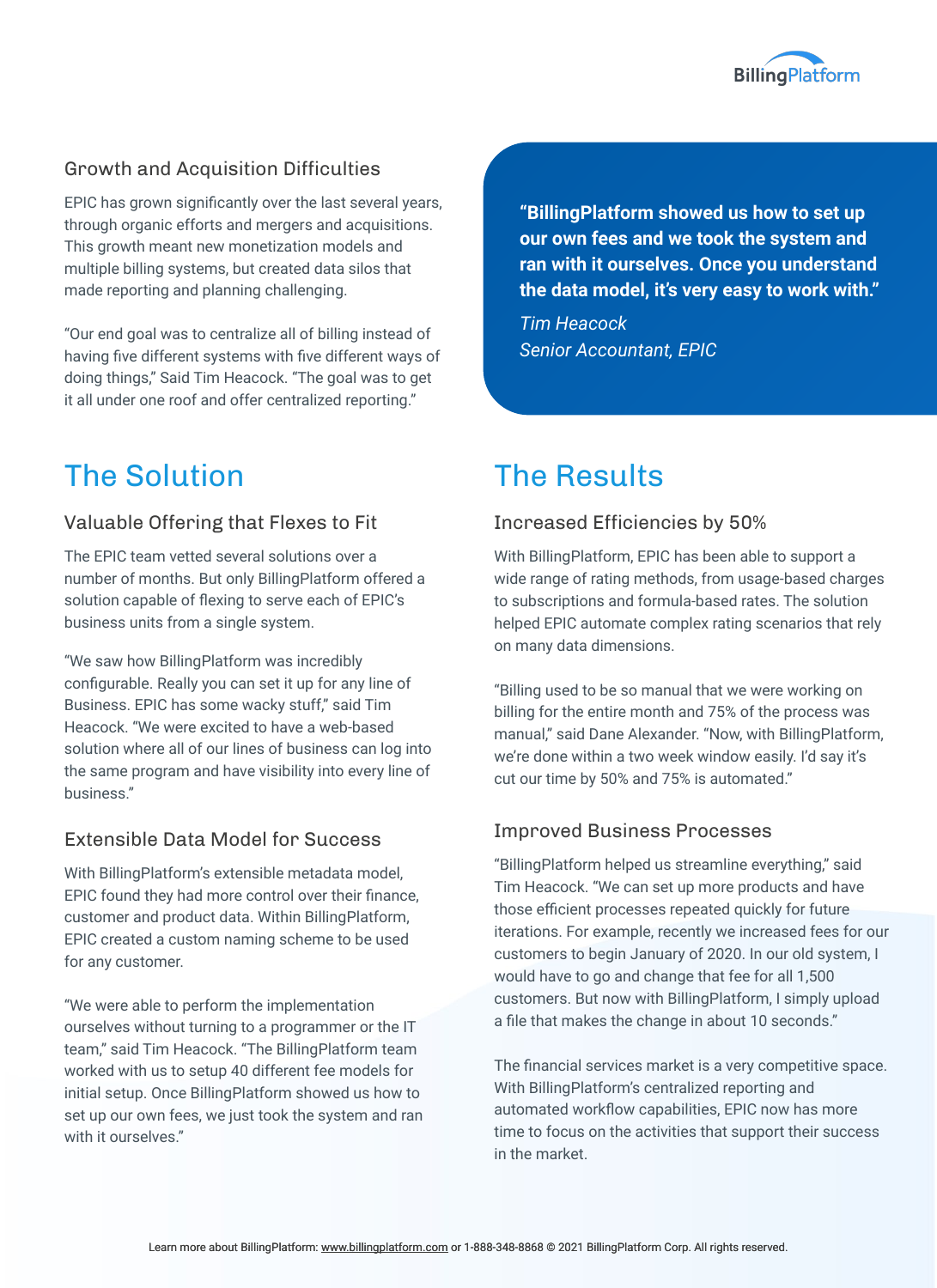### Growth and Acquisition Difficulties

EPIC has grown significantly over the last several years, through organic efforts and mergers and acquisitions. This growth meant new monetization models and multiple billing systems, but created data silos that made reporting and planning challenging.

“Our end goal was to centralize all of billing instead of having five different systems with five different ways of doing things,” Said Tim Heacock. “The goal was to get it all under one roof and offer centralized reporting.”

> **“BillingPlatform showed us how to set up our own fees and we took the system and ran with it ourselves. Once you understand the data model, it’s very easy to work with.”**
>
> *Tim Heacock*
> *Senior Accountant, EPIC*

## The Solution

### Valuable Offering that Flexes to Fit

The EPIC team vetted several solutions over a number of months. But only BillingPlatform offered a solution capable of flexing to serve each of EPIC’s business units from a single system.

“We saw how BillingPlatform was incredibly configurable. Really you can set it up for any line of Business. EPIC has some wacky stuff,” said Tim Heacock. “We were excited to have a web-based solution where all of our lines of business can log into the same program and have visibility into every line of business.”

### Extensible Data Model for Success

With BillingPlatform’s extensible metadata model, EPIC found they had more control over their finance, customer and product data. Within BillingPlatform, EPIC created a custom naming scheme to be used for any customer.

“We were able to perform the implementation ourselves without turning to a programmer or the IT team,” said Tim Heacock. “The BillingPlatform team worked with us to setup 40 different fee models for initial setup. Once BillingPlatform showed us how to set up our own fees, we just took the system and ran with it ourselves.”

## The Results

### Increased Efficiencies by 50%

With BillingPlatform, EPIC has been able to support a wide range of rating methods, from usage-based charges to subscriptions and formula-based rates. The solution helped EPIC automate complex rating scenarios that rely on many data dimensions.

“Billing used to be so manual that we were working on billing for the entire month and 75% of the process was manual,” said Dane Alexander. “Now, with BillingPlatform, we’re done within a two week window easily. I’d say it’s cut our time by 50% and 75% is automated.”

### Improved Business Processes

“BillingPlatform helped us streamline everything,” said Tim Heacock. “We can set up more products and have those efficient processes repeated quickly for future iterations. For example, recently we increased fees for our customers to begin January of 2020. In our old system, I would have to go and change that fee for all 1,500 customers. But now with BillingPlatform, I simply upload a file that makes the change in about 10 seconds.”

The financial services market is a very competitive space. With BillingPlatform’s centralized reporting and automated workflow capabilities, EPIC now has more time to focus on the activities that support their success in the market.

Learn more about BillingPlatform: www.billingplatform.com or 1-888-348-8868 © 2021 BillingPlatform Corp. All rights reserved.